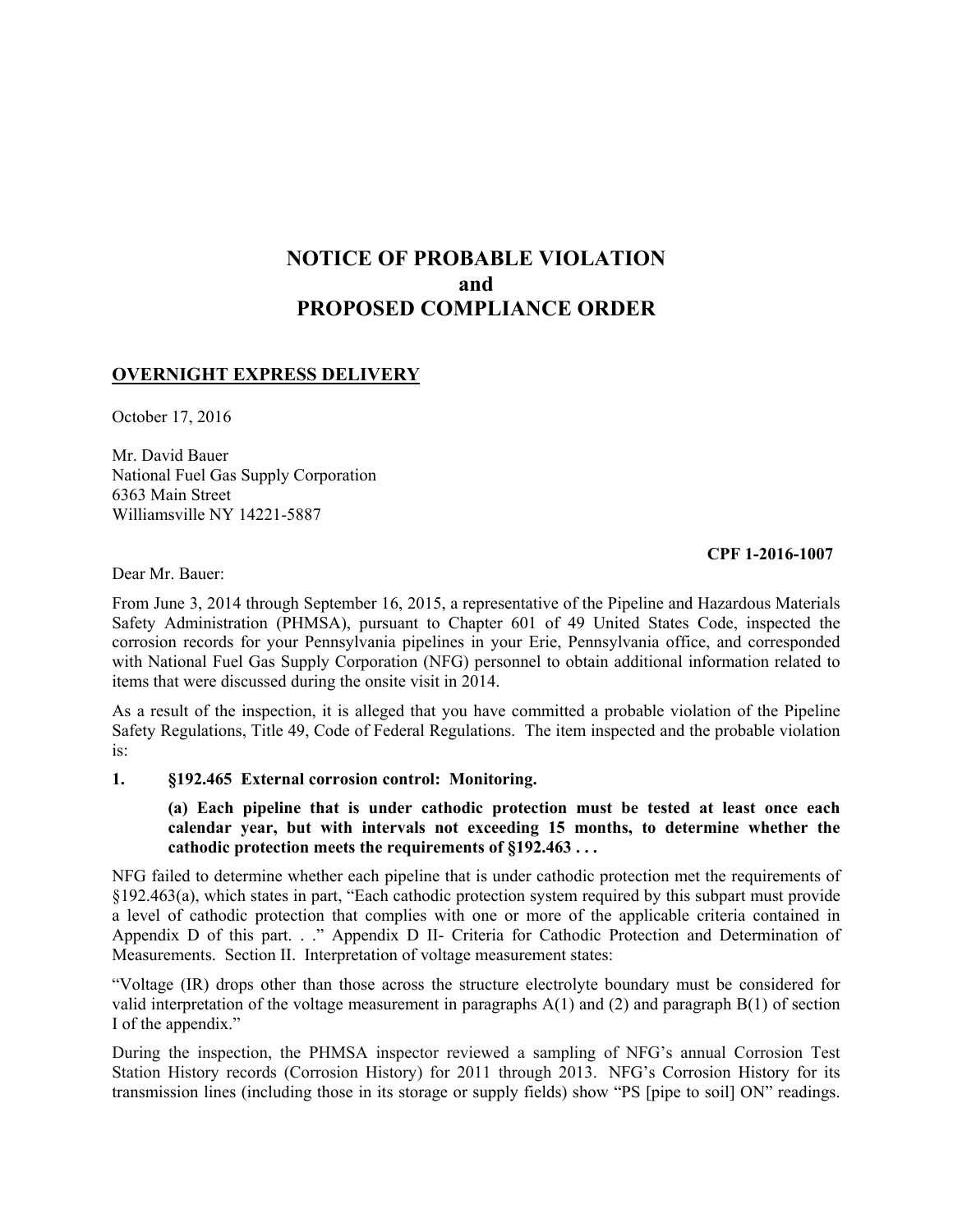# NOTICE OF PROBABLE VIOLATION
# and
# PROPOSED COMPLIANCE ORDER

**OVERNIGHT EXPRESS DELIVERY**

October 17, 2016

Mr. David Bauer
National Fuel Gas Supply Corporation
6363 Main Street
Williamsville NY 14221-5887

**CPF 1-2016-1007**

Dear Mr. Bauer:

From June 3, 2014 through September 16, 2015, a representative of the Pipeline and Hazardous Materials Safety Administration (PHMSA), pursuant to Chapter 601 of 49 United States Code, inspected the corrosion records for your Pennsylvania pipelines in your Erie, Pennsylvania office, and corresponded with National Fuel Gas Supply Corporation (NFG) personnel to obtain additional information related to items that were discussed during the onsite visit in 2014.

As a result of the inspection, it is alleged that you have committed a probable violation of the Pipeline Safety Regulations, Title 49, Code of Federal Regulations. The item inspected and the probable violation is:

**1. §192.465 External corrosion control: Monitoring.**

> **(a) Each pipeline that is under cathodic protection must be tested at least once each calendar year, but with intervals not exceeding 15 months, to determine whether the cathodic protection meets the requirements of §192.463 . . .**

NFG failed to determine whether each pipeline that is under cathodic protection met the requirements of §192.463(a), which states in part, "Each cathodic protection system required by this subpart must provide a level of cathodic protection that complies with one or more of the applicable criteria contained in Appendix D of this part. . ." Appendix D II- Criteria for Cathodic Protection and Determination of Measurements. Section II. Interpretation of voltage measurement states:

"Voltage (IR) drops other than those across the structure electrolyte boundary must be considered for valid interpretation of the voltage measurement in paragraphs A(1) and (2) and paragraph B(1) of section I of the appendix."

During the inspection, the PHMSA inspector reviewed a sampling of NFG's annual Corrosion Test Station History records (Corrosion History) for 2011 through 2013. NFG's Corrosion History for its transmission lines (including those in its storage or supply fields) show "PS [pipe to soil] ON" readings.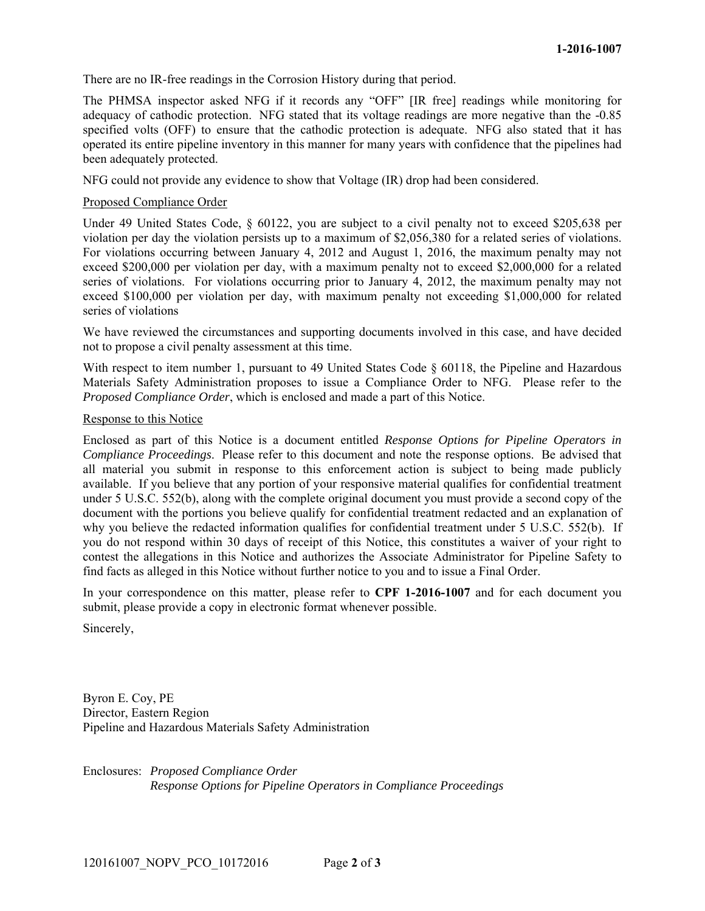There are no IR-free readings in the Corrosion History during that period.

The PHMSA inspector asked NFG if it records any "OFF" [IR free] readings while monitoring for adequacy of cathodic protection. NFG stated that its voltage readings are more negative than the -0.85 specified volts (OFF) to ensure that the cathodic protection is adequate. NFG also stated that it has operated its entire pipeline inventory in this manner for many years with confidence that the pipelines had been adequately protected.

NFG could not provide any evidence to show that Voltage (IR) drop had been considered.

Proposed Compliance Order

Under 49 United States Code, § 60122, you are subject to a civil penalty not to exceed $205,638 per violation per day the violation persists up to a maximum of $2,056,380 for a related series of violations. For violations occurring between January 4, 2012 and August 1, 2016, the maximum penalty may not exceed $200,000 per violation per day, with a maximum penalty not to exceed $2,000,000 for a related series of violations. For violations occurring prior to January 4, 2012, the maximum penalty may not exceed $100,000 per violation per day, with maximum penalty not exceeding $1,000,000 for related series of violations

We have reviewed the circumstances and supporting documents involved in this case, and have decided not to propose a civil penalty assessment at this time.

With respect to item number 1, pursuant to 49 United States Code § 60118, the Pipeline and Hazardous Materials Safety Administration proposes to issue a Compliance Order to NFG. Please refer to the *Proposed Compliance Order*, which is enclosed and made a part of this Notice.

Response to this Notice

Enclosed as part of this Notice is a document entitled *Response Options for Pipeline Operators in Compliance Proceedings*. Please refer to this document and note the response options. Be advised that all material you submit in response to this enforcement action is subject to being made publicly available. If you believe that any portion of your responsive material qualifies for confidential treatment under 5 U.S.C. 552(b), along with the complete original document you must provide a second copy of the document with the portions you believe qualify for confidential treatment redacted and an explanation of why you believe the redacted information qualifies for confidential treatment under 5 U.S.C. 552(b). If you do not respond within 30 days of receipt of this Notice, this constitutes a waiver of your right to contest the allegations in this Notice and authorizes the Associate Administrator for Pipeline Safety to find facts as alleged in this Notice without further notice to you and to issue a Final Order.

In your correspondence on this matter, please refer to **CPF 1-2016-1007** and for each document you submit, please provide a copy in electronic format whenever possible.

Sincerely,

Byron E. Coy, PE
Director, Eastern Region
Pipeline and Hazardous Materials Safety Administration

Enclosures: *Proposed Compliance Order*
*Response Options for Pipeline Operators in Compliance Proceedings*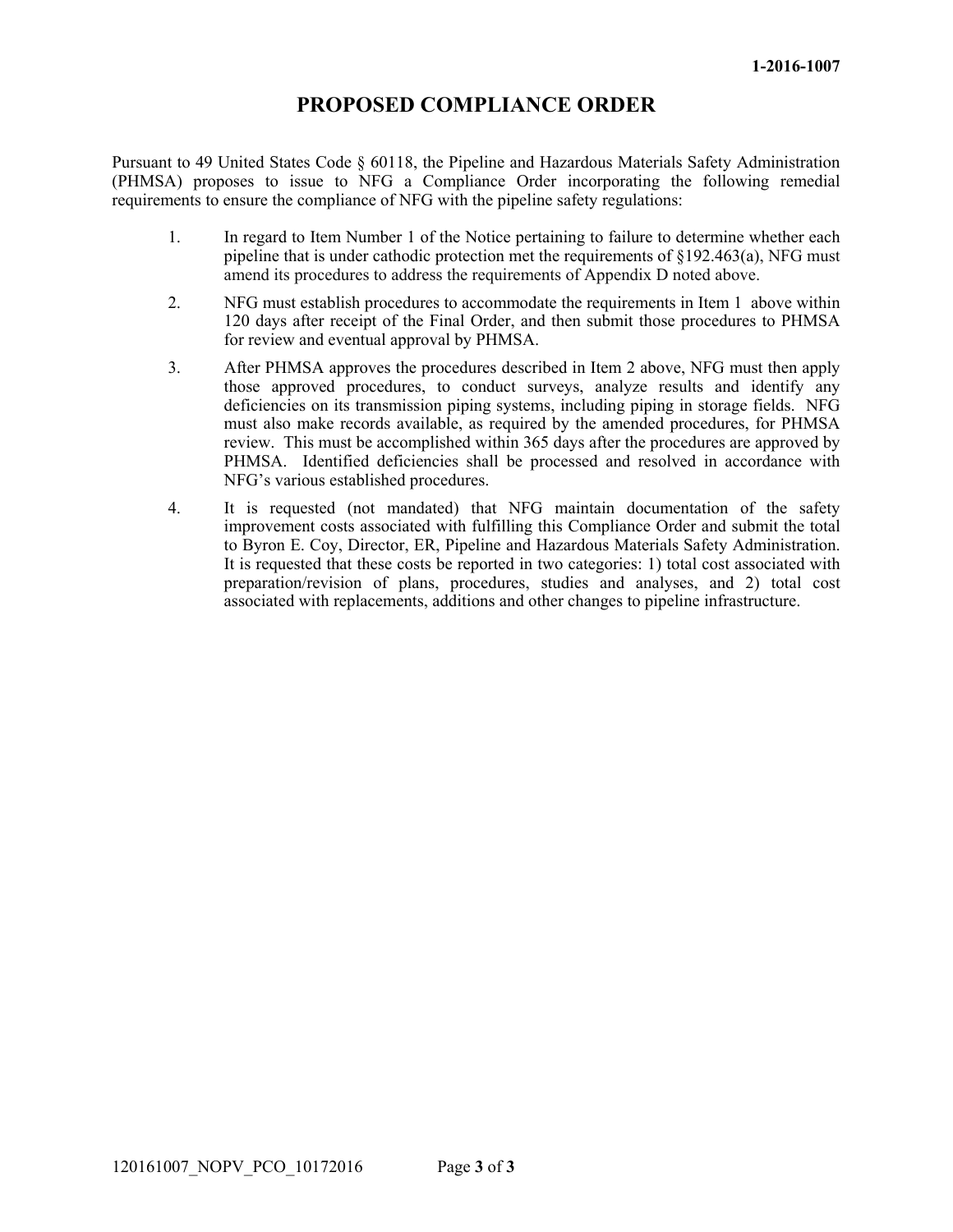# PROPOSED COMPLIANCE ORDER

Pursuant to 49 United States Code § 60118, the Pipeline and Hazardous Materials Safety Administration (PHMSA) proposes to issue to NFG a Compliance Order incorporating the following remedial requirements to ensure the compliance of NFG with the pipeline safety regulations:

1. In regard to Item Number 1 of the Notice pertaining to failure to determine whether each pipeline that is under cathodic protection met the requirements of §192.463(a), NFG must amend its procedures to address the requirements of Appendix D noted above.

2. NFG must establish procedures to accommodate the requirements in Item 1 above within 120 days after receipt of the Final Order, and then submit those procedures to PHMSA for review and eventual approval by PHMSA.

3. After PHMSA approves the procedures described in Item 2 above, NFG must then apply those approved procedures, to conduct surveys, analyze results and identify any deficiencies on its transmission piping systems, including piping in storage fields. NFG must also make records available, as required by the amended procedures, for PHMSA review. This must be accomplished within 365 days after the procedures are approved by PHMSA. Identified deficiencies shall be processed and resolved in accordance with NFG's various established procedures.

4. It is requested (not mandated) that NFG maintain documentation of the safety improvement costs associated with fulfilling this Compliance Order and submit the total to Byron E. Coy, Director, ER, Pipeline and Hazardous Materials Safety Administration. It is requested that these costs be reported in two categories: 1) total cost associated with preparation/revision of plans, procedures, studies and analyses, and 2) total cost associated with replacements, additions and other changes to pipeline infrastructure.